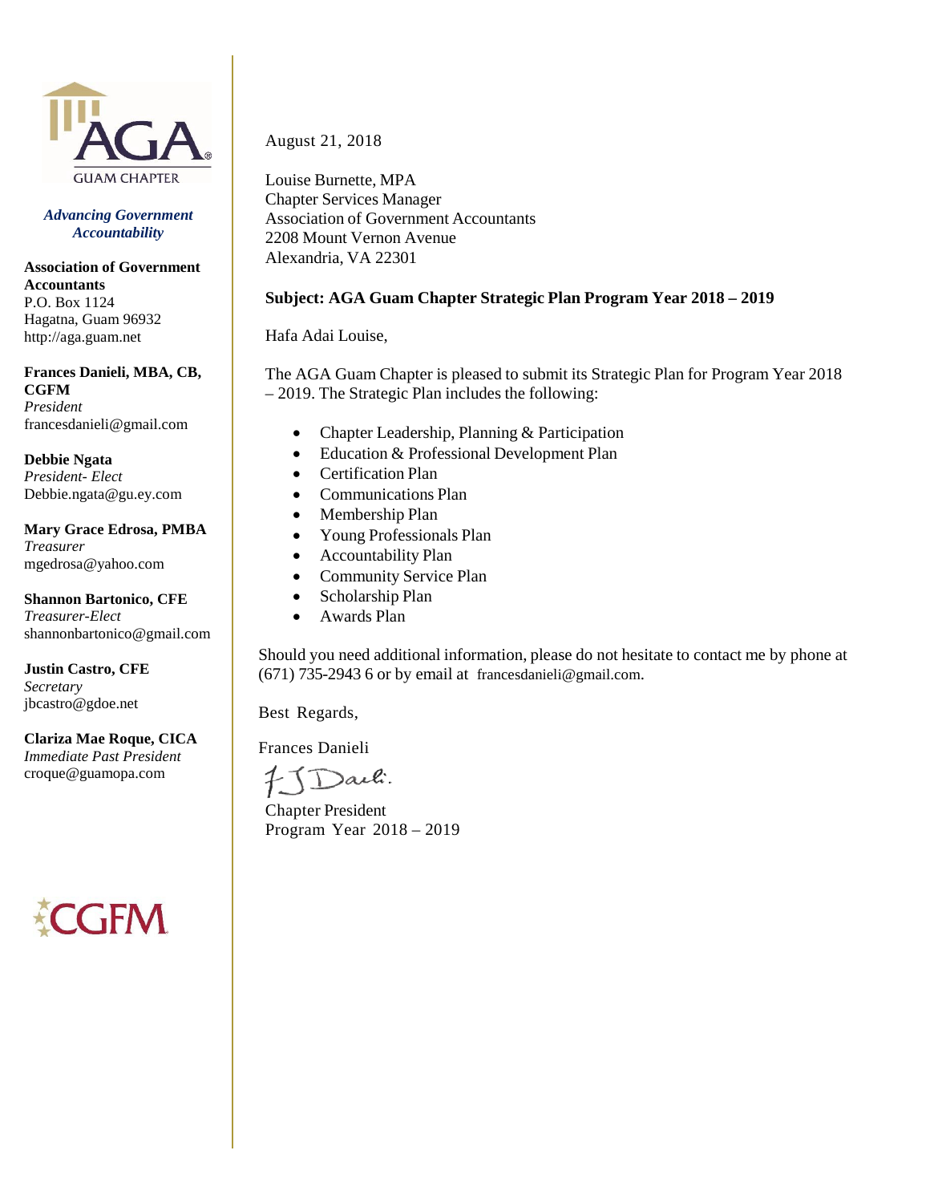AGA
GUAM CHAPTER

***Advancing Government Accountability***

**Association of Government Accountants**
P.O. Box 1124
Hagatna, Guam 96932
http://aga.guam.net

**Frances Danieli, MBA, CB, CGFM**
*President*
francesdanieli@gmail.com

**Debbie Ngata**
*President- Elect*
Debbie.ngata@gu.ey.com

**Mary Grace Edrosa, PMBA**
*Treasurer*
mgedrosa@yahoo.com

**Shannon Bartonico, CFE**
*Treasurer-Elect*
shannonbartonico@gmail.com

**Justin Castro, CFE**
*Secretary*
jbcastro@gdoe.net

**Clariza Mae Roque, CICA**
*Immediate Past President*
croque@guamopa.com

CGFM

August 21, 2018

Louise Burnette, MPA
Chapter Services Manager
Association of Government Accountants
2208 Mount Vernon Avenue
Alexandria, VA 22301

**Subject: AGA Guam Chapter Strategic Plan Program Year 2018 – 2019**

Hafa Adai Louise,

The AGA Guam Chapter is pleased to submit its Strategic Plan for Program Year 2018 – 2019. The Strategic Plan includes the following:

- Chapter Leadership, Planning & Participation
- Education & Professional Development Plan
- Certification Plan
- Communications Plan
- Membership Plan
- Young Professionals Plan
- Accountability Plan
- Community Service Plan
- Scholarship Plan
- Awards Plan

Should you need additional information, please do not hesitate to contact me by phone at (671) 735-2943 6 or by email at francesdanieli@gmail.com.

Best Regards,

Frances Danieli

Chapter President
Program Year 2018 – 2019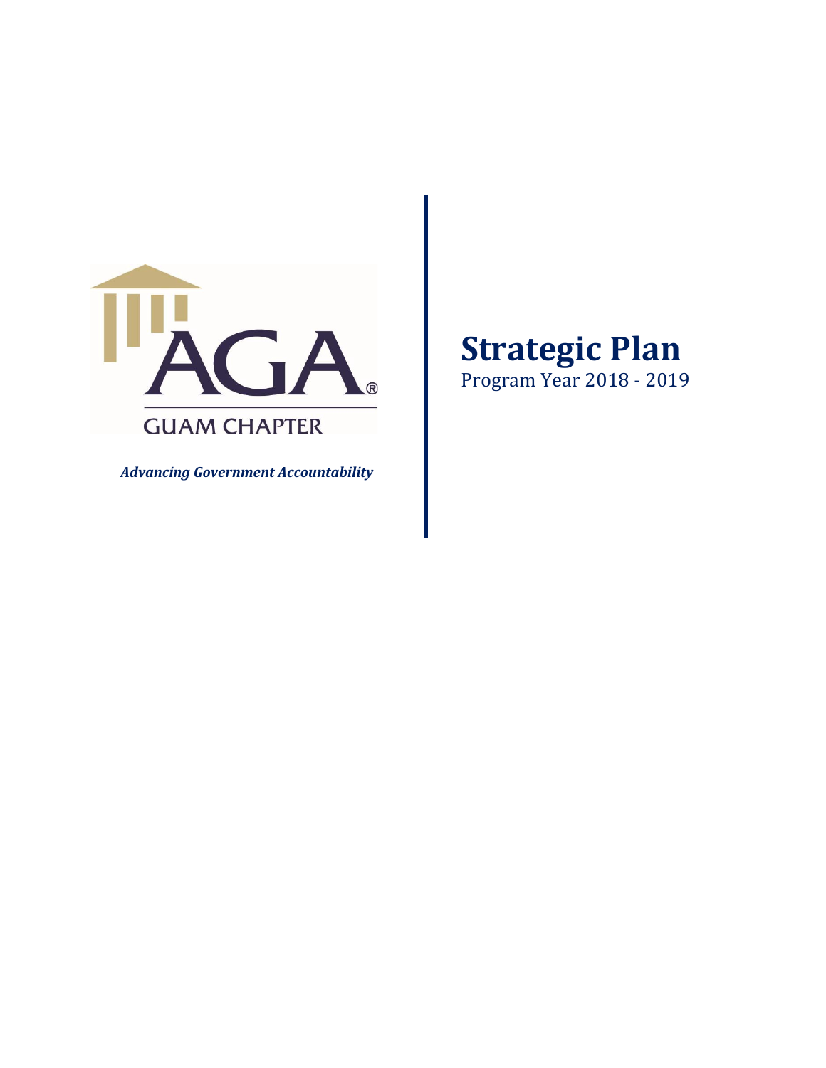GUAM CHAPTER

*Advancing Government Accountability*

# Strategic Plan

Program Year 2018 - 2019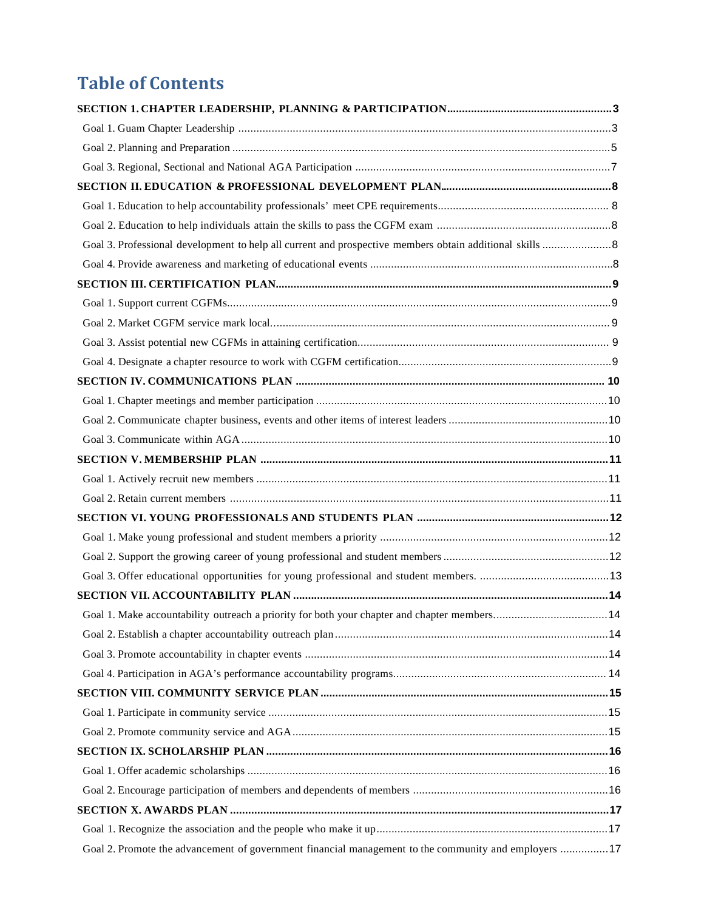# Table of Contents

**SECTION 1. CHAPTER LEADERSHIP, PLANNING & PARTICIPATION ...... 3**

Goal 1. Guam Chapter Leadership ...... 3

Goal 2. Planning and Preparation ...... 5

Goal 3. Regional, Sectional and National AGA Participation ...... 7

**SECTION II. EDUCATION & PROFESSIONAL DEVELOPMENT PLAN ...... 8**

Goal 1. Education to help accountability professionals' meet CPE requirements ...... 8

Goal 2. Education to help individuals attain the skills to pass the CGFM exam ...... 8

Goal 3. Professional development to help all current and prospective members obtain additional skills ...... 8

Goal 4. Provide awareness and marketing of educational events ...... 8

**SECTION III. CERTIFICATION PLAN ...... 9**

Goal 1. Support current CGFMs ...... 9

Goal 2. Market CGFM service mark local ...... 9

Goal 3. Assist potential new CGFMs in attaining certification ...... 9

Goal 4. Designate a chapter resource to work with CGFM certification ...... 9

**SECTION IV. COMMUNICATIONS PLAN ...... 10**

Goal 1. Chapter meetings and member participation ...... 10

Goal 2. Communicate chapter business, events and other items of interest leaders ...... 10

Goal 3. Communicate within AGA ...... 10

**SECTION V. MEMBERSHIP PLAN ...... 11**

Goal 1. Actively recruit new members ...... 11

Goal 2. Retain current members ...... 11

**SECTION VI. YOUNG PROFESSIONALS AND STUDENTS PLAN ...... 12**

Goal 1. Make young professional and student members a priority ...... 12

Goal 2. Support the growing career of young professional and student members ...... 12

Goal 3. Offer educational opportunities for young professional and student members. ...... 13

**SECTION VII. ACCOUNTABILITY PLAN ...... 14**

Goal 1. Make accountability outreach a priority for both your chapter and chapter members ...... 14

Goal 2. Establish a chapter accountability outreach plan ...... 14

Goal 3. Promote accountability in chapter events ...... 14

Goal 4. Participation in AGA's performance accountability programs ...... 14

**SECTION VIII. COMMUNITY SERVICE PLAN ...... 15**

Goal 1. Participate in community service ...... 15

Goal 2. Promote community service and AGA ...... 15

**SECTION IX. SCHOLARSHIP PLAN ...... 16**

Goal 1. Offer academic scholarships ...... 16

Goal 2. Encourage participation of members and dependents of members ...... 16

**SECTION X. AWARDS PLAN ...... 17**

Goal 1. Recognize the association and the people who make it up ...... 17

Goal 2. Promote the advancement of government financial management to the community and employers ...... 17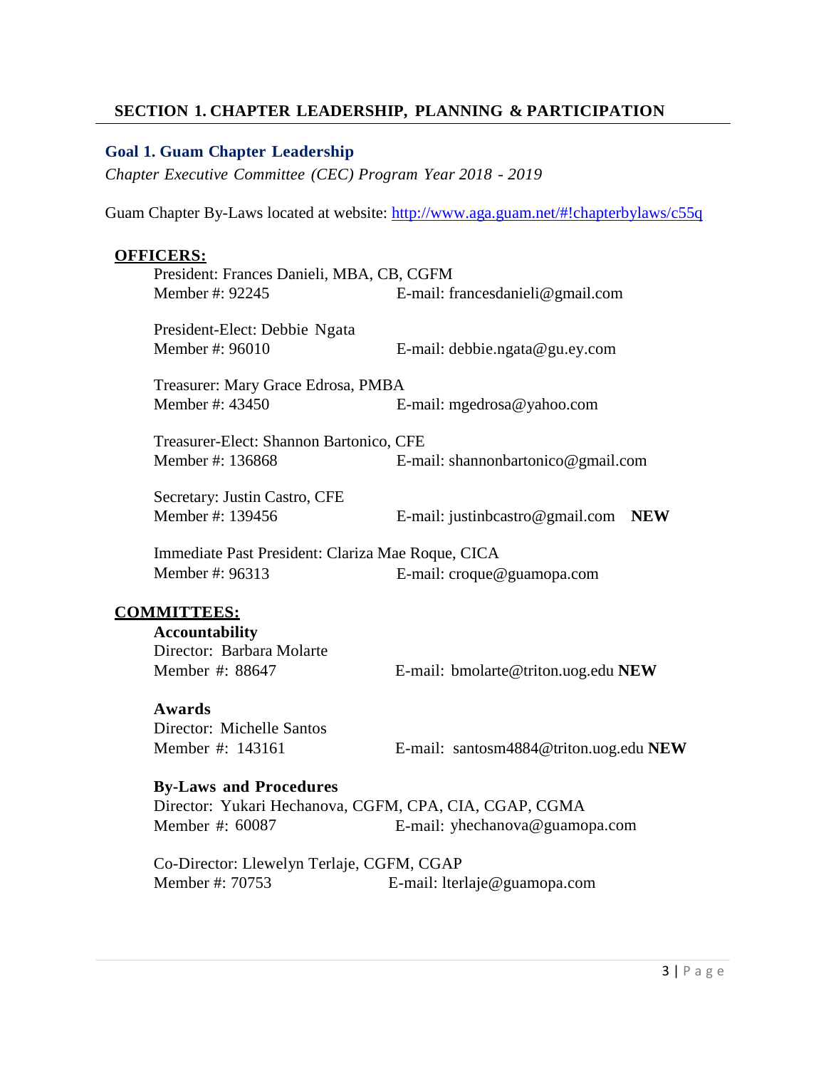## SECTION 1. CHAPTER LEADERSHIP, PLANNING & PARTICIPATION

### Goal 1. Guam Chapter Leadership

*Chapter Executive Committee (CEC) Program Year 2018 - 2019*

Guam Chapter By-Laws located at website: [http://www.aga.guam.net/#!chapterbylaws/c55q](http://www.aga.guam.net/#!chapterbylaws/c55q)

**OFFICERS:**

President: Frances Danieli, MBA, CB, CGFM
Member #: 92245 E-mail: francesdanieli@gmail.com

President-Elect: Debbie Ngata
Member #: 96010 E-mail: debbie.ngata@gu.ey.com

Treasurer: Mary Grace Edrosa, PMBA
Member #: 43450 E-mail: mgedrosa@yahoo.com

Treasurer-Elect: Shannon Bartonico, CFE
Member #: 136868 E-mail: shannonbartonico@gmail.com

Secretary: Justin Castro, CFE
Member #: 139456 E-mail: justinbcastro@gmail.com **NEW**

Immediate Past President: Clariza Mae Roque, CICA
Member #: 96313 E-mail: croque@guamopa.com

**COMMITTEES:**

**Accountability**
Director: Barbara Molarte
Member #: 88647 E-mail: bmolarte@triton.uog.edu **NEW**

**Awards**
Director: Michelle Santos
Member #: 143161 E-mail: santosm4884@triton.uog.edu **NEW**

**By-Laws and Procedures**
Director: Yukari Hechanova, CGFM, CPA, CIA, CGAP, CGMA
Member #: 60087 E-mail: yhechanova@guamopa.com

Co-Director: Llewelyn Terlaje, CGFM, CGAP
Member #: 70753 E-mail: lterlaje@guamopa.com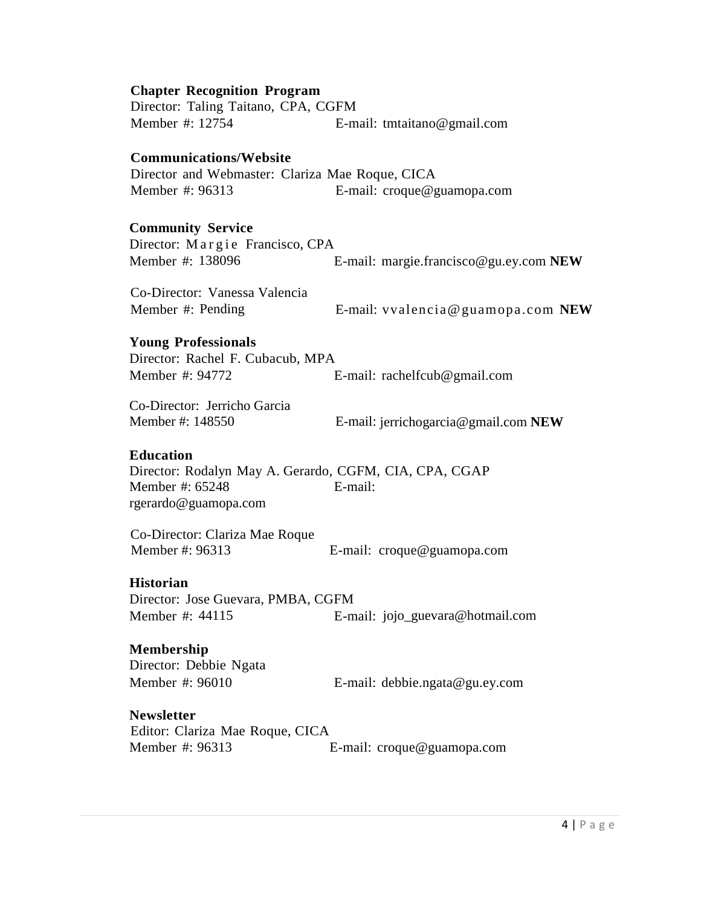**Chapter Recognition Program**
Director: Taling Taitano, CPA, CGFM
Member #: 12754 E-mail: tmtaitano@gmail.com

**Communications/Website**
Director and Webmaster: Clariza Mae Roque, CICA
Member #: 96313 E-mail: croque@guamopa.com

**Community Service**
Director: Margie Francisco, CPA
Member #: 138096 E-mail: margie.francisco@gu.ey.com **NEW**

Co-Director: Vanessa Valencia
Member #: Pending E-mail: vvalencia@guamopa.com **NEW**

**Young Professionals**
Director: Rachel F. Cubacub, MPA
Member #: 94772 E-mail: rachelfcub@gmail.com

Co-Director: Jerricho Garcia
Member #: 148550 E-mail: jerrichogarcia@gmail.com **NEW**

**Education**
Director: Rodalyn May A. Gerardo, CGFM, CIA, CPA, CGAP
Member #: 65248 E-mail: rgerardo@guamopa.com

Co-Director: Clariza Mae Roque
Member #: 96313 E-mail: croque@guamopa.com

**Historian**
Director: Jose Guevara, PMBA, CGFM
Member #: 44115 E-mail: jojo_guevara@hotmail.com

**Membership**
Director: Debbie Ngata
Member #: 96010 E-mail: debbie.ngata@gu.ey.com

**Newsletter**
Editor: Clariza Mae Roque, CICA
Member #: 96313 E-mail: croque@guamopa.com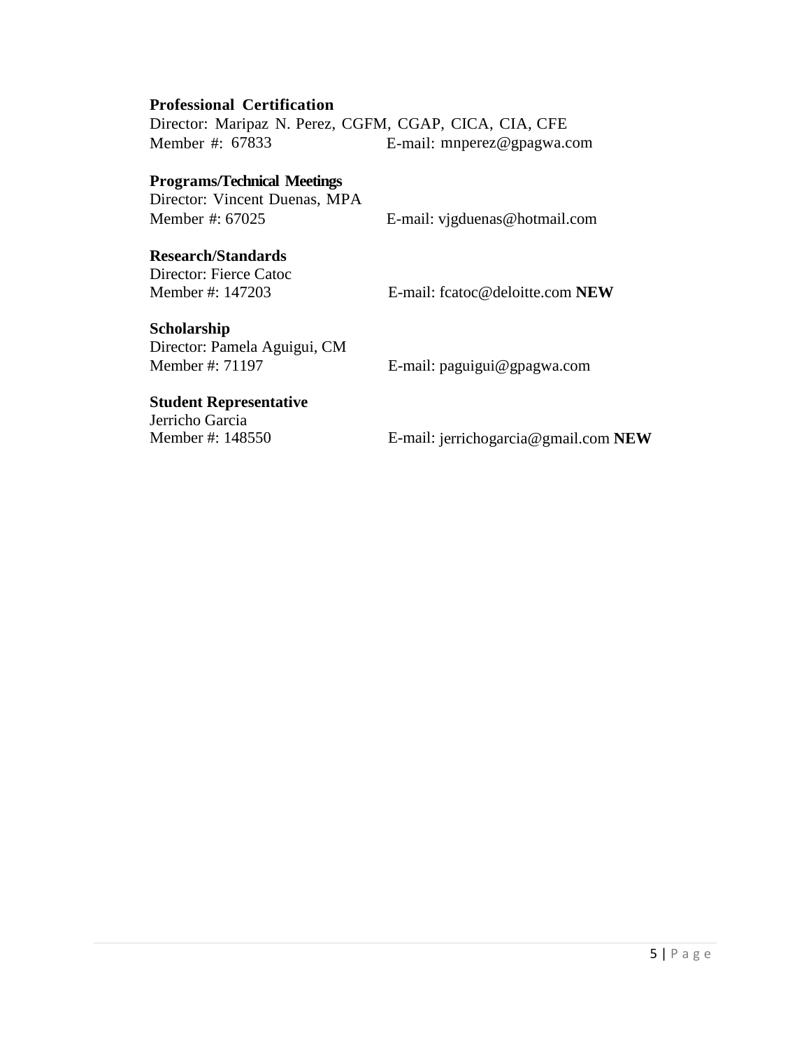**Professional Certification**
Director: Maripaz N. Perez, CGFM, CGAP, CICA, CIA, CFE
Member #: 67833 E-mail: mnperez@gpagwa.com

**Programs/Technical Meetings**
Director: Vincent Duenas, MPA
Member #: 67025 E-mail: vjgduenas@hotmail.com

**Research/Standards**
Director: Fierce Catoc
Member #: 147203 E-mail: fcatoc@deloitte.com **NEW**

**Scholarship**
Director: Pamela Aguigui, CM
Member #: 71197 E-mail: paguigui@gpagwa.com

**Student Representative**
Jerricho Garcia
Member #: 148550 E-mail: jerrichogarcia@gmail.com **NEW**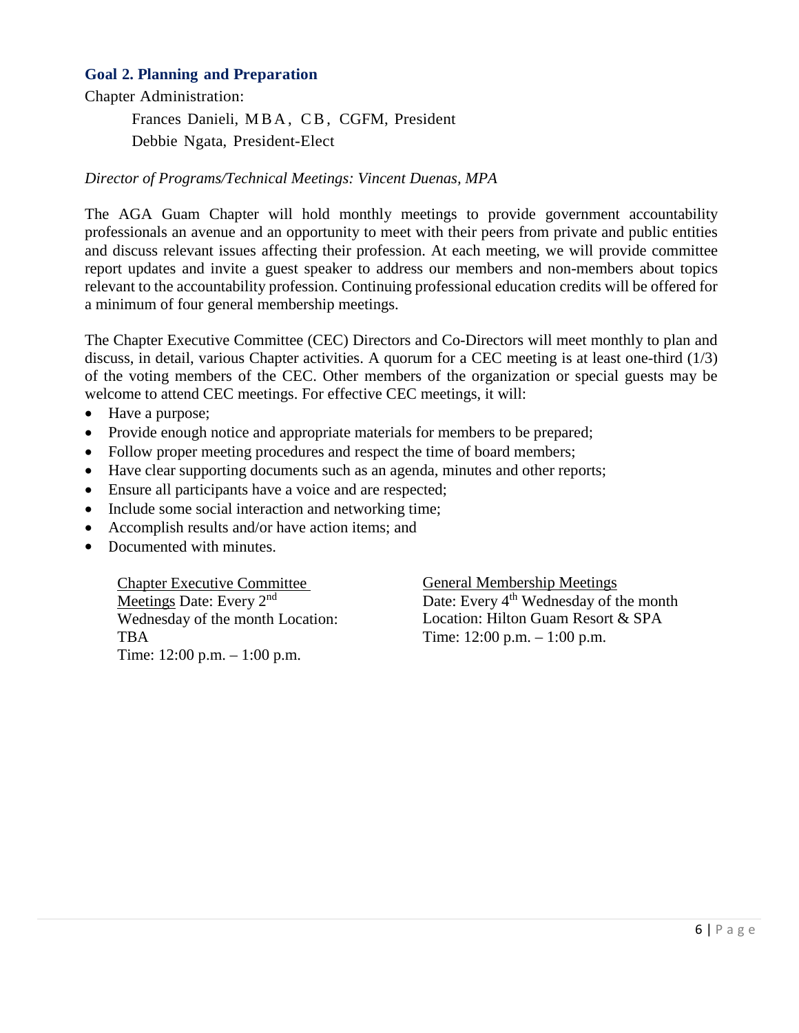### Goal 2. Planning and Preparation

Chapter Administration:

Frances Danieli, MBA, CB, CGFM, President
Debbie Ngata, President-Elect

*Director of Programs/Technical Meetings: Vincent Duenas, MPA*

The AGA Guam Chapter will hold monthly meetings to provide government accountability professionals an avenue and an opportunity to meet with their peers from private and public entities and discuss relevant issues affecting their profession. At each meeting, we will provide committee report updates and invite a guest speaker to address our members and non-members about topics relevant to the accountability profession. Continuing professional education credits will be offered for a minimum of four general membership meetings.

The Chapter Executive Committee (CEC) Directors and Co-Directors will meet monthly to plan and discuss, in detail, various Chapter activities. A quorum for a CEC meeting is at least one-third (1/3) of the voting members of the CEC. Other members of the organization or special guests may be welcome to attend CEC meetings. For effective CEC meetings, it will:

- Have a purpose;
- Provide enough notice and appropriate materials for members to be prepared;
- Follow proper meeting procedures and respect the time of board members;
- Have clear supporting documents such as an agenda, minutes and other reports;
- Ensure all participants have a voice and are respected;
- Include some social interaction and networking time;
- Accomplish results and/or have action items; and
- Documented with minutes.

Chapter Executive Committee Meetings
Date: Every 2nd Wednesday of the month
Location: TBA
Time: 12:00 p.m. – 1:00 p.m.

General Membership Meetings
Date: Every 4th Wednesday of the month
Location: Hilton Guam Resort & SPA
Time: 12:00 p.m. – 1:00 p.m.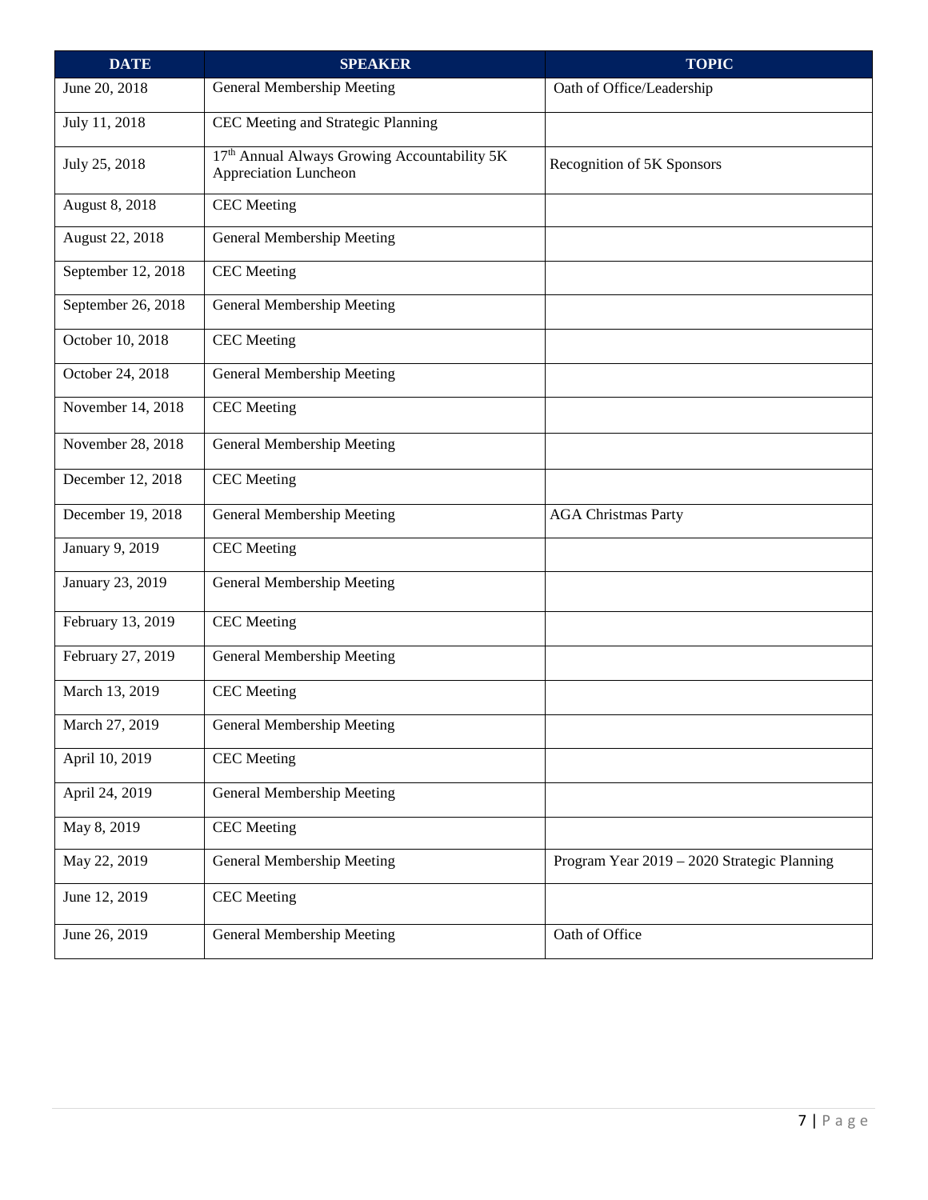| DATE | SPEAKER | TOPIC |
| --- | --- | --- |
| June 20, 2018 | General Membership Meeting | Oath of Office/Leadership |
| July 11, 2018 | CEC Meeting and Strategic Planning | |
| July 25, 2018 | 17th Annual Always Growing Accountability 5K Appreciation Luncheon | Recognition of 5K Sponsors |
| August 8, 2018 | CEC Meeting | |
| August 22, 2018 | General Membership Meeting | |
| September 12, 2018 | CEC Meeting | |
| September 26, 2018 | General Membership Meeting | |
| October 10, 2018 | CEC Meeting | |
| October 24, 2018 | General Membership Meeting | |
| November 14, 2018 | CEC Meeting | |
| November 28, 2018 | General Membership Meeting | |
| December 12, 2018 | CEC Meeting | |
| December 19, 2018 | General Membership Meeting | AGA Christmas Party |
| January 9, 2019 | CEC Meeting | |
| January 23, 2019 | General Membership Meeting | |
| February 13, 2019 | CEC Meeting | |
| February 27, 2019 | General Membership Meeting | |
| March 13, 2019 | CEC Meeting | |
| March 27, 2019 | General Membership Meeting | |
| April 10, 2019 | CEC Meeting | |
| April 24, 2019 | General Membership Meeting | |
| May 8, 2019 | CEC Meeting | |
| May 22, 2019 | General Membership Meeting | Program Year 2019 – 2020 Strategic Planning |
| June 12, 2019 | CEC Meeting | |
| June 26, 2019 | General Membership Meeting | Oath of Office |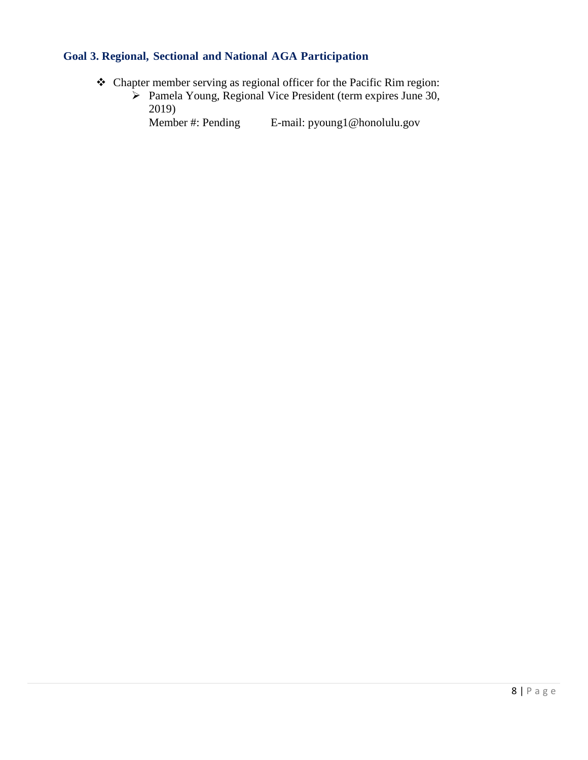### Goal 3. Regional, Sectional and National AGA Participation

- Chapter member serving as regional officer for the Pacific Rim region:
  - Pamela Young, Regional Vice President (term expires June 30, 2019)
    Member #: Pending E-mail: pyoung1@honolulu.gov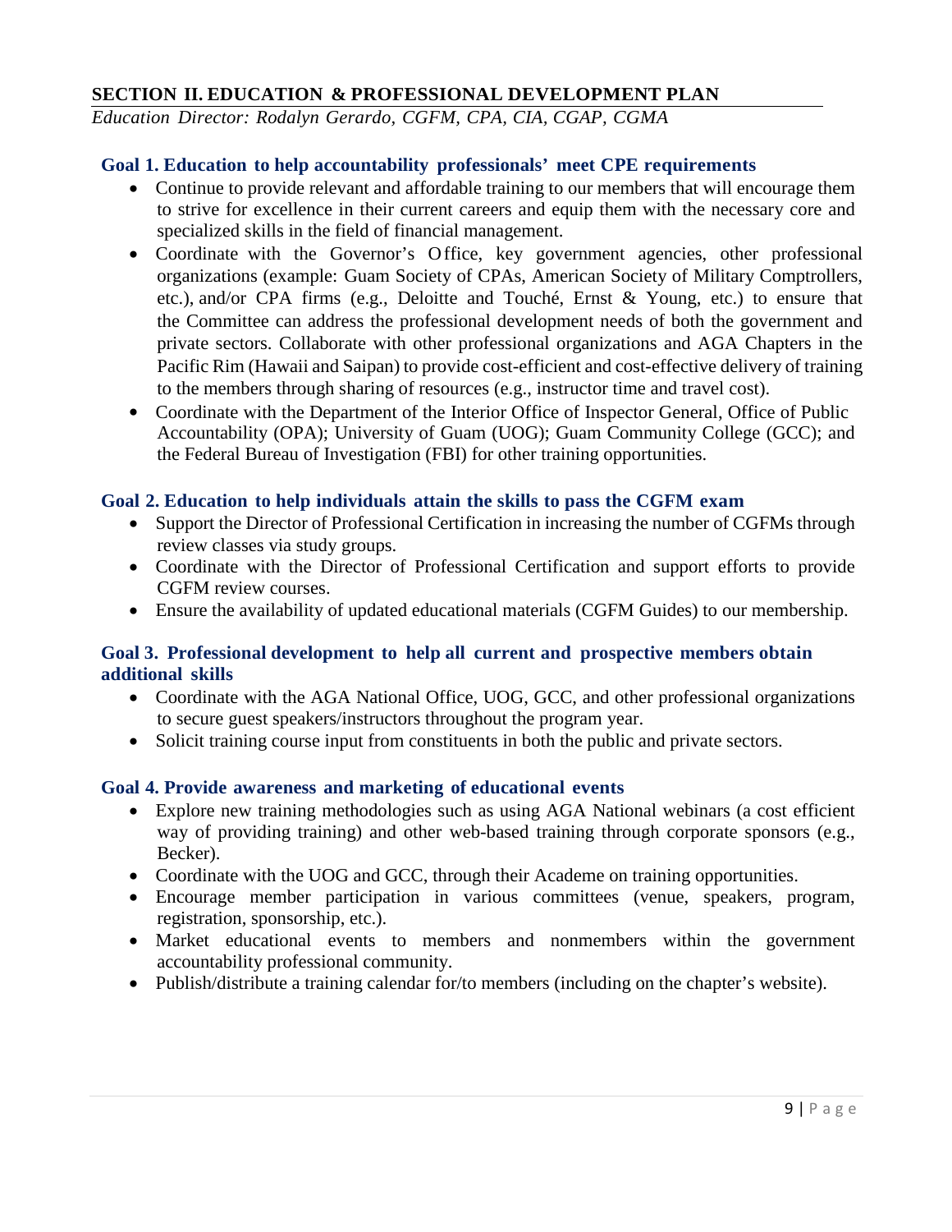## SECTION II. EDUCATION & PROFESSIONAL DEVELOPMENT PLAN

*Education Director: Rodalyn Gerardo, CGFM, CPA, CIA, CGAP, CGMA*

### Goal 1. Education to help accountability professionals' meet CPE requirements

- Continue to provide relevant and affordable training to our members that will encourage them to strive for excellence in their current careers and equip them with the necessary core and specialized skills in the field of financial management.
- Coordinate with the Governor's Office, key government agencies, other professional organizations (example: Guam Society of CPAs, American Society of Military Comptrollers, etc.), and/or CPA firms (e.g., Deloitte and Touché, Ernst & Young, etc.) to ensure that the Committee can address the professional development needs of both the government and private sectors. Collaborate with other professional organizations and AGA Chapters in the Pacific Rim (Hawaii and Saipan) to provide cost-efficient and cost-effective delivery of training to the members through sharing of resources (e.g., instructor time and travel cost).
- Coordinate with the Department of the Interior Office of Inspector General, Office of Public Accountability (OPA); University of Guam (UOG); Guam Community College (GCC); and the Federal Bureau of Investigation (FBI) for other training opportunities.

### Goal 2. Education to help individuals attain the skills to pass the CGFM exam

- Support the Director of Professional Certification in increasing the number of CGFMs through review classes via study groups.
- Coordinate with the Director of Professional Certification and support efforts to provide CGFM review courses.
- Ensure the availability of updated educational materials (CGFM Guides) to our membership.

### Goal 3. Professional development to help all current and prospective members obtain additional skills

- Coordinate with the AGA National Office, UOG, GCC, and other professional organizations to secure guest speakers/instructors throughout the program year.
- Solicit training course input from constituents in both the public and private sectors.

### Goal 4. Provide awareness and marketing of educational events

- Explore new training methodologies such as using AGA National webinars (a cost efficient way of providing training) and other web-based training through corporate sponsors (e.g., Becker).
- Coordinate with the UOG and GCC, through their Academe on training opportunities.
- Encourage member participation in various committees (venue, speakers, program, registration, sponsorship, etc.).
- Market educational events to members and nonmembers within the government accountability professional community.
- Publish/distribute a training calendar for/to members (including on the chapter's website).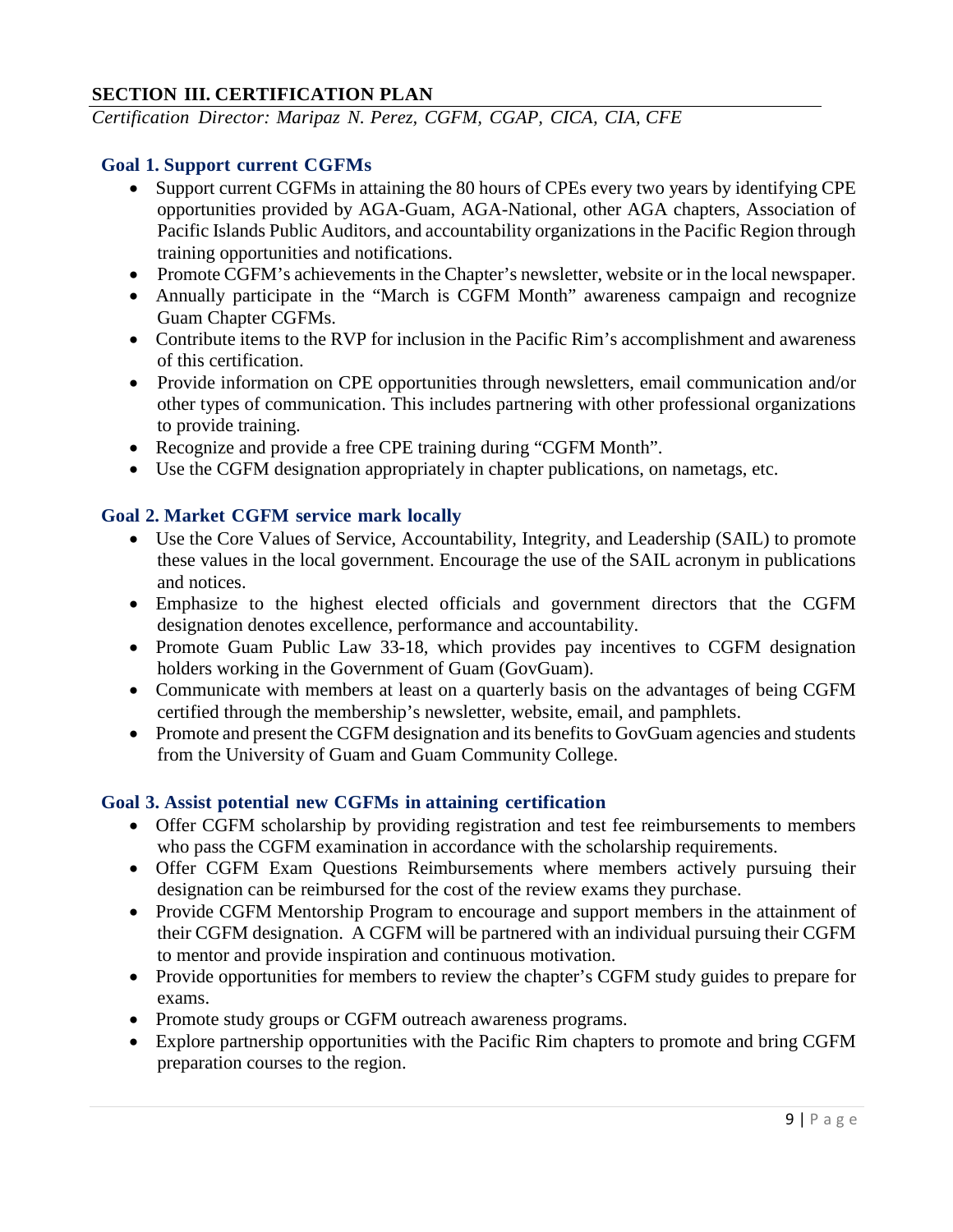## SECTION III. CERTIFICATION PLAN

*Certification Director: Maripaz N. Perez, CGFM, CGAP, CICA, CIA, CFE*

### Goal 1. Support current CGFMs

- Support current CGFMs in attaining the 80 hours of CPEs every two years by identifying CPE opportunities provided by AGA-Guam, AGA-National, other AGA chapters, Association of Pacific Islands Public Auditors, and accountability organizations in the Pacific Region through training opportunities and notifications.
- Promote CGFM's achievements in the Chapter's newsletter, website or in the local newspaper.
- Annually participate in the "March is CGFM Month" awareness campaign and recognize Guam Chapter CGFMs.
- Contribute items to the RVP for inclusion in the Pacific Rim's accomplishment and awareness of this certification.
- Provide information on CPE opportunities through newsletters, email communication and/or other types of communication. This includes partnering with other professional organizations to provide training.
- Recognize and provide a free CPE training during "CGFM Month".
- Use the CGFM designation appropriately in chapter publications, on nametags, etc.

### Goal 2. Market CGFM service mark locally

- Use the Core Values of Service, Accountability, Integrity, and Leadership (SAIL) to promote these values in the local government. Encourage the use of the SAIL acronym in publications and notices.
- Emphasize to the highest elected officials and government directors that the CGFM designation denotes excellence, performance and accountability.
- Promote Guam Public Law 33-18, which provides pay incentives to CGFM designation holders working in the Government of Guam (GovGuam).
- Communicate with members at least on a quarterly basis on the advantages of being CGFM certified through the membership's newsletter, website, email, and pamphlets.
- Promote and present the CGFM designation and its benefits to GovGuam agencies and students from the University of Guam and Guam Community College.

### Goal 3. Assist potential new CGFMs in attaining certification

- Offer CGFM scholarship by providing registration and test fee reimbursements to members who pass the CGFM examination in accordance with the scholarship requirements.
- Offer CGFM Exam Questions Reimbursements where members actively pursuing their designation can be reimbursed for the cost of the review exams they purchase.
- Provide CGFM Mentorship Program to encourage and support members in the attainment of their CGFM designation. A CGFM will be partnered with an individual pursuing their CGFM to mentor and provide inspiration and continuous motivation.
- Provide opportunities for members to review the chapter's CGFM study guides to prepare for exams.
- Promote study groups or CGFM outreach awareness programs.
- Explore partnership opportunities with the Pacific Rim chapters to promote and bring CGFM preparation courses to the region.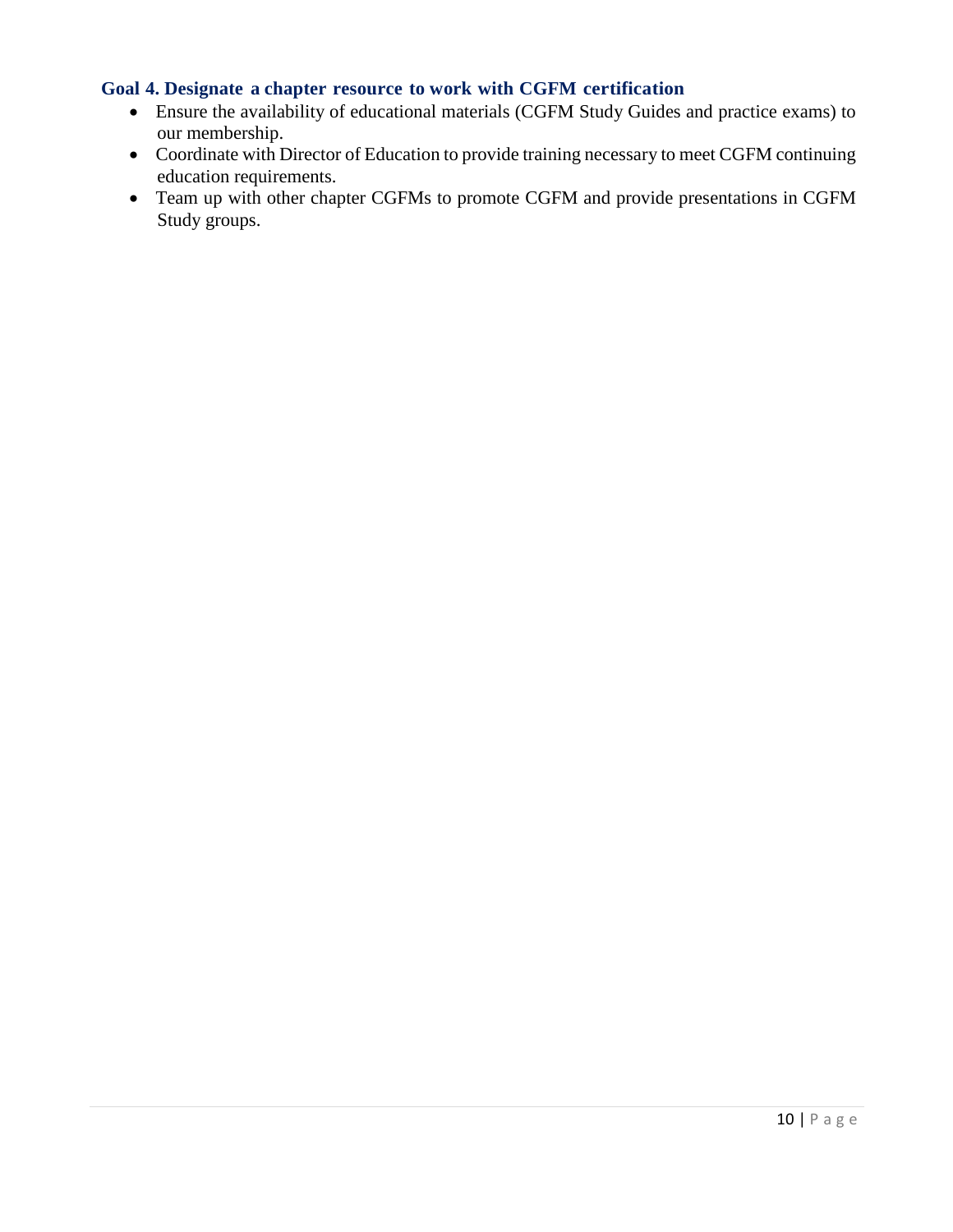### Goal 4. Designate a chapter resource to work with CGFM certification

- Ensure the availability of educational materials (CGFM Study Guides and practice exams) to our membership.
- Coordinate with Director of Education to provide training necessary to meet CGFM continuing education requirements.
- Team up with other chapter CGFMs to promote CGFM and provide presentations in CGFM Study groups.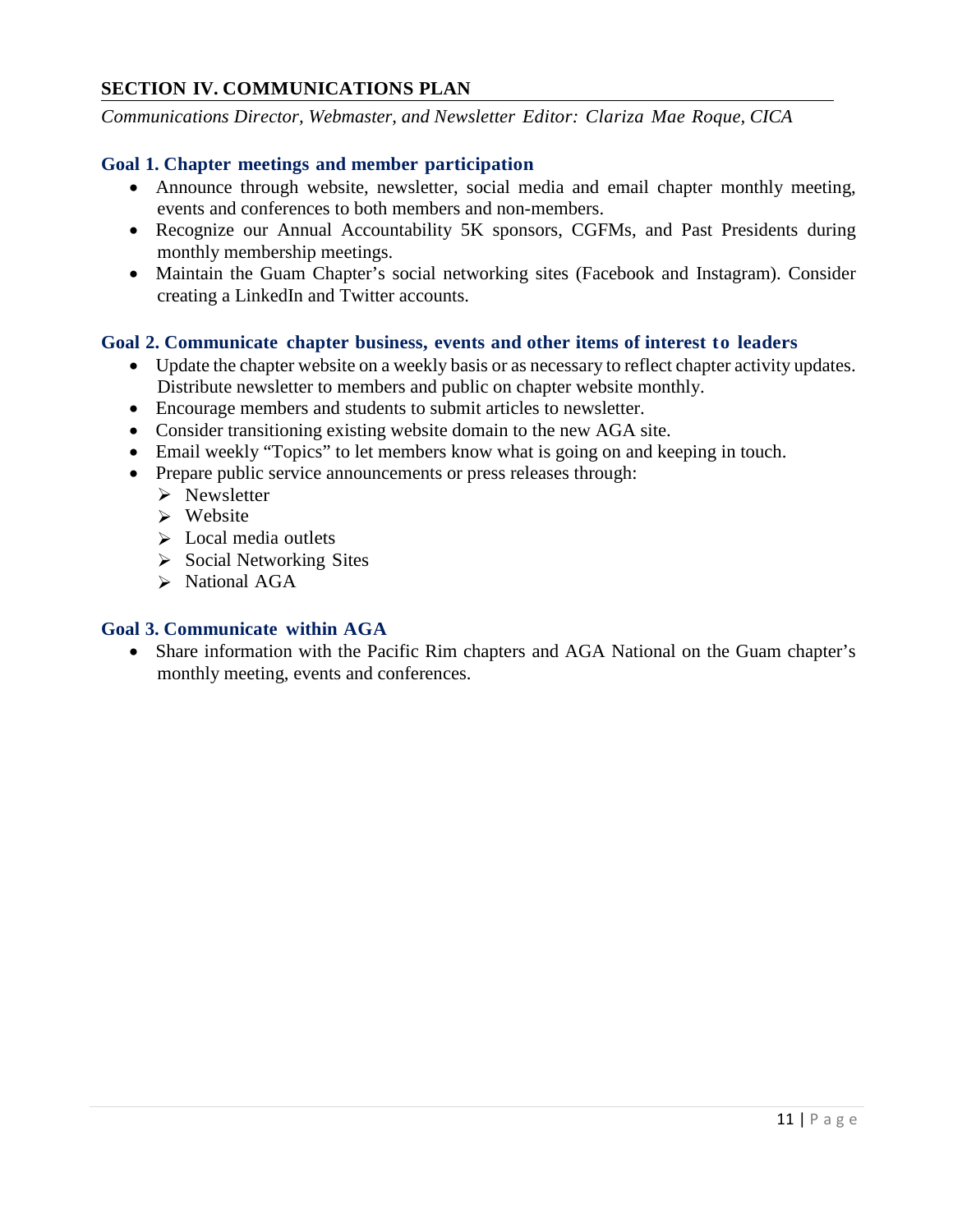## SECTION IV. COMMUNICATIONS PLAN

*Communications Director, Webmaster, and Newsletter Editor: Clariza Mae Roque, CICA*

### Goal 1. Chapter meetings and member participation

- Announce through website, newsletter, social media and email chapter monthly meeting, events and conferences to both members and non-members.
- Recognize our Annual Accountability 5K sponsors, CGFMs, and Past Presidents during monthly membership meetings.
- Maintain the Guam Chapter's social networking sites (Facebook and Instagram). Consider creating a LinkedIn and Twitter accounts.

### Goal 2. Communicate chapter business, events and other items of interest to leaders

- Update the chapter website on a weekly basis or as necessary to reflect chapter activity updates. Distribute newsletter to members and public on chapter website monthly.
- Encourage members and students to submit articles to newsletter.
- Consider transitioning existing website domain to the new AGA site.
- Email weekly "Topics" to let members know what is going on and keeping in touch.
- Prepare public service announcements or press releases through:
  - Newsletter
  - Website
  - Local media outlets
  - Social Networking Sites
  - National AGA

### Goal 3. Communicate within AGA

- Share information with the Pacific Rim chapters and AGA National on the Guam chapter's monthly meeting, events and conferences.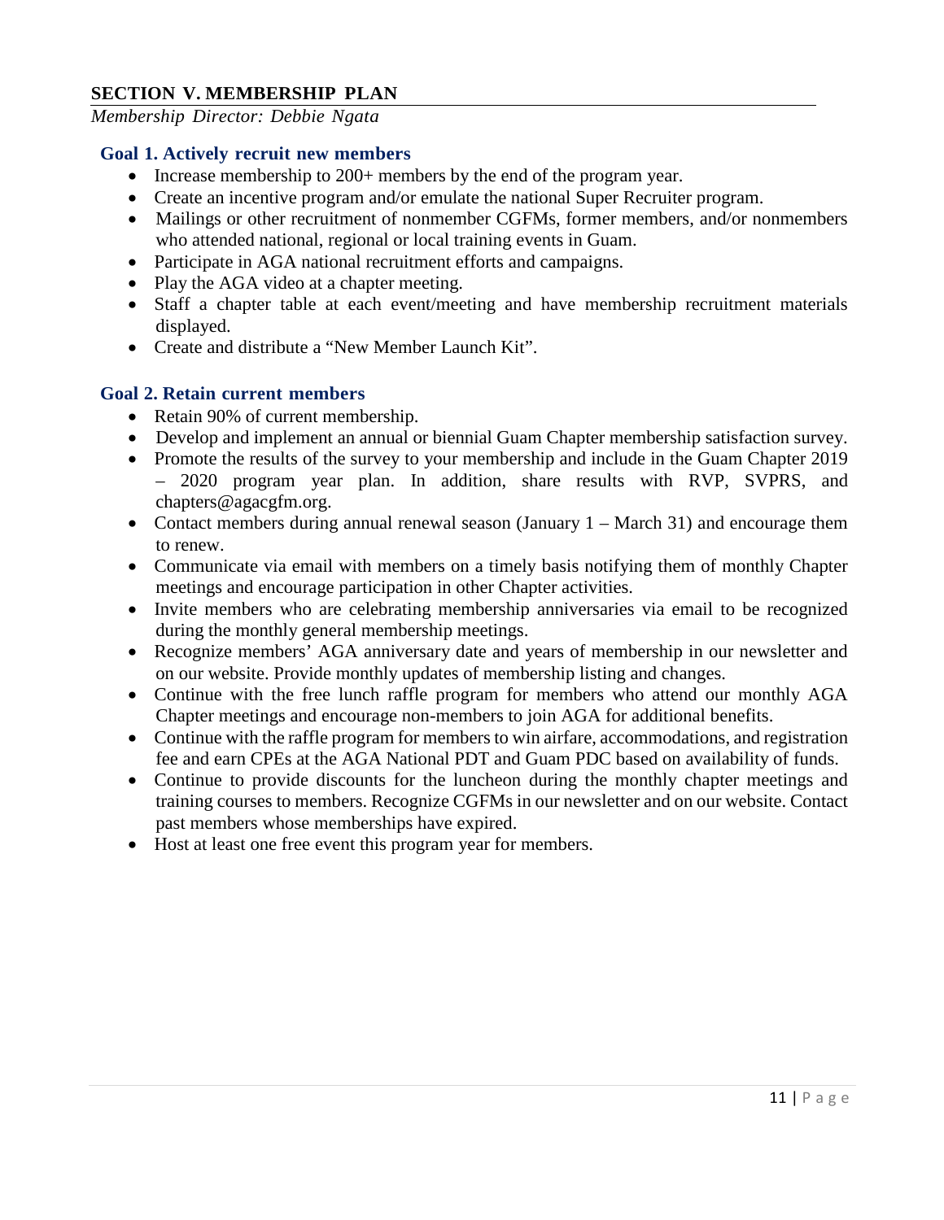## SECTION V. MEMBERSHIP PLAN

*Membership Director: Debbie Ngata*

### Goal 1. Actively recruit new members

- Increase membership to 200+ members by the end of the program year.
- Create an incentive program and/or emulate the national Super Recruiter program.
- Mailings or other recruitment of nonmember CGFMs, former members, and/or nonmembers who attended national, regional or local training events in Guam.
- Participate in AGA national recruitment efforts and campaigns.
- Play the AGA video at a chapter meeting.
- Staff a chapter table at each event/meeting and have membership recruitment materials displayed.
- Create and distribute a "New Member Launch Kit".

### Goal 2. Retain current members

- Retain 90% of current membership.
- Develop and implement an annual or biennial Guam Chapter membership satisfaction survey.
- Promote the results of the survey to your membership and include in the Guam Chapter 2019 – 2020 program year plan. In addition, share results with RVP, SVPRS, and chapters@agacgfm.org.
- Contact members during annual renewal season (January 1 – March 31) and encourage them to renew.
- Communicate via email with members on a timely basis notifying them of monthly Chapter meetings and encourage participation in other Chapter activities.
- Invite members who are celebrating membership anniversaries via email to be recognized during the monthly general membership meetings.
- Recognize members' AGA anniversary date and years of membership in our newsletter and on our website. Provide monthly updates of membership listing and changes.
- Continue with the free lunch raffle program for members who attend our monthly AGA Chapter meetings and encourage non-members to join AGA for additional benefits.
- Continue with the raffle program for members to win airfare, accommodations, and registration fee and earn CPEs at the AGA National PDT and Guam PDC based on availability of funds.
- Continue to provide discounts for the luncheon during the monthly chapter meetings and training courses to members. Recognize CGFMs in our newsletter and on our website. Contact past members whose memberships have expired.
- Host at least one free event this program year for members.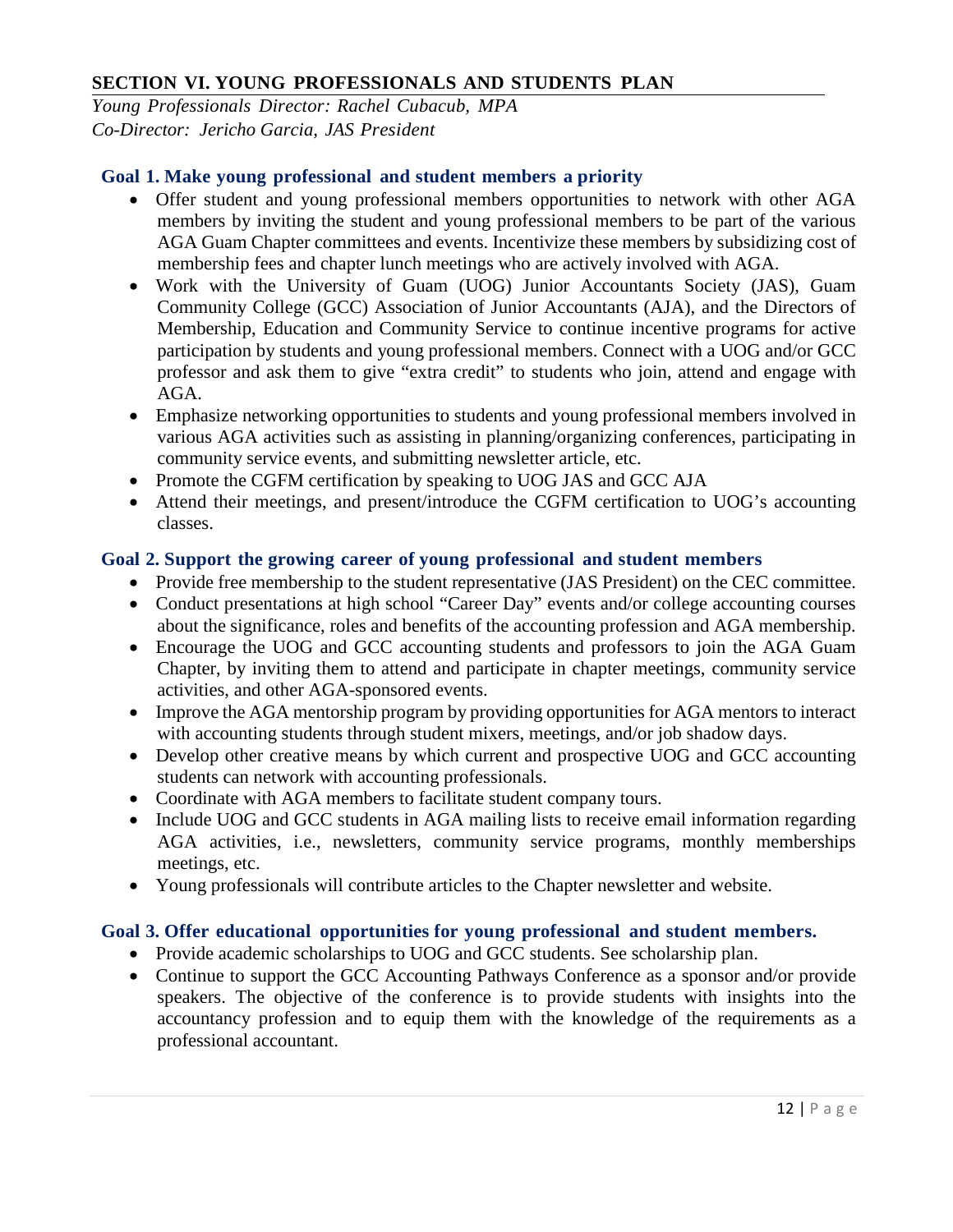## SECTION VI. YOUNG PROFESSIONALS AND STUDENTS PLAN

*Young Professionals Director: Rachel Cubacub, MPA*
*Co-Director: Jericho Garcia, JAS President*

### Goal 1. Make young professional and student members a priority

- Offer student and young professional members opportunities to network with other AGA members by inviting the student and young professional members to be part of the various AGA Guam Chapter committees and events. Incentivize these members by subsidizing cost of membership fees and chapter lunch meetings who are actively involved with AGA.
- Work with the University of Guam (UOG) Junior Accountants Society (JAS), Guam Community College (GCC) Association of Junior Accountants (AJA), and the Directors of Membership, Education and Community Service to continue incentive programs for active participation by students and young professional members. Connect with a UOG and/or GCC professor and ask them to give "extra credit" to students who join, attend and engage with AGA.
- Emphasize networking opportunities to students and young professional members involved in various AGA activities such as assisting in planning/organizing conferences, participating in community service events, and submitting newsletter article, etc.
- Promote the CGFM certification by speaking to UOG JAS and GCC AJA
- Attend their meetings, and present/introduce the CGFM certification to UOG's accounting classes.

### Goal 2. Support the growing career of young professional and student members

- Provide free membership to the student representative (JAS President) on the CEC committee.
- Conduct presentations at high school "Career Day" events and/or college accounting courses about the significance, roles and benefits of the accounting profession and AGA membership.
- Encourage the UOG and GCC accounting students and professors to join the AGA Guam Chapter, by inviting them to attend and participate in chapter meetings, community service activities, and other AGA-sponsored events.
- Improve the AGA mentorship program by providing opportunities for AGA mentors to interact with accounting students through student mixers, meetings, and/or job shadow days.
- Develop other creative means by which current and prospective UOG and GCC accounting students can network with accounting professionals.
- Coordinate with AGA members to facilitate student company tours.
- Include UOG and GCC students in AGA mailing lists to receive email information regarding AGA activities, i.e., newsletters, community service programs, monthly memberships meetings, etc.
- Young professionals will contribute articles to the Chapter newsletter and website.

### Goal 3. Offer educational opportunities for young professional and student members.

- Provide academic scholarships to UOG and GCC students. See scholarship plan.
- Continue to support the GCC Accounting Pathways Conference as a sponsor and/or provide speakers. The objective of the conference is to provide students with insights into the accountancy profession and to equip them with the knowledge of the requirements as a professional accountant.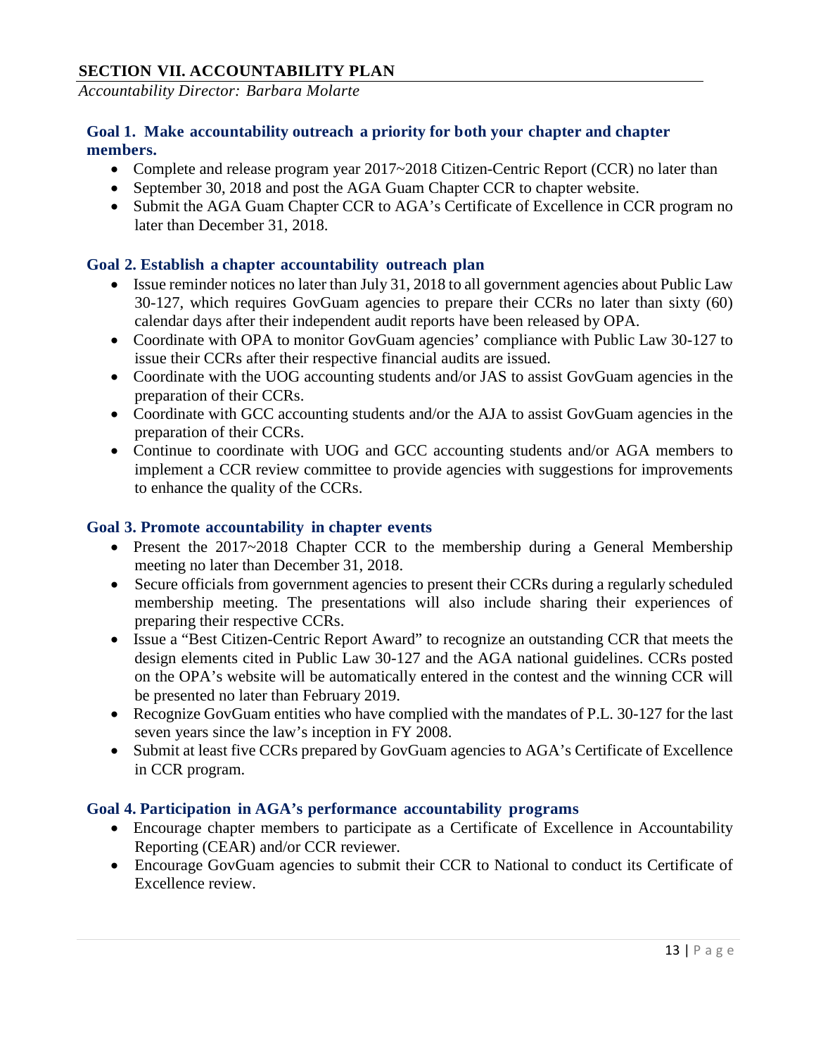## SECTION VII. ACCOUNTABILITY PLAN

*Accountability Director: Barbara Molarte*

### Goal 1. Make accountability outreach a priority for both your chapter and chapter members.

- Complete and release program year 2017~2018 Citizen-Centric Report (CCR) no later than
- September 30, 2018 and post the AGA Guam Chapter CCR to chapter website.
- Submit the AGA Guam Chapter CCR to AGA's Certificate of Excellence in CCR program no later than December 31, 2018.

### Goal 2. Establish a chapter accountability outreach plan

- Issue reminder notices no later than July 31, 2018 to all government agencies about Public Law 30-127, which requires GovGuam agencies to prepare their CCRs no later than sixty (60) calendar days after their independent audit reports have been released by OPA.
- Coordinate with OPA to monitor GovGuam agencies' compliance with Public Law 30-127 to issue their CCRs after their respective financial audits are issued.
- Coordinate with the UOG accounting students and/or JAS to assist GovGuam agencies in the preparation of their CCRs.
- Coordinate with GCC accounting students and/or the AJA to assist GovGuam agencies in the preparation of their CCRs.
- Continue to coordinate with UOG and GCC accounting students and/or AGA members to implement a CCR review committee to provide agencies with suggestions for improvements to enhance the quality of the CCRs.

### Goal 3. Promote accountability in chapter events

- Present the 2017~2018 Chapter CCR to the membership during a General Membership meeting no later than December 31, 2018.
- Secure officials from government agencies to present their CCRs during a regularly scheduled membership meeting. The presentations will also include sharing their experiences of preparing their respective CCRs.
- Issue a "Best Citizen-Centric Report Award" to recognize an outstanding CCR that meets the design elements cited in Public Law 30-127 and the AGA national guidelines. CCRs posted on the OPA's website will be automatically entered in the contest and the winning CCR will be presented no later than February 2019.
- Recognize GovGuam entities who have complied with the mandates of P.L. 30-127 for the last seven years since the law's inception in FY 2008.
- Submit at least five CCRs prepared by GovGuam agencies to AGA's Certificate of Excellence in CCR program.

### Goal 4. Participation in AGA's performance accountability programs

- Encourage chapter members to participate as a Certificate of Excellence in Accountability Reporting (CEAR) and/or CCR reviewer.
- Encourage GovGuam agencies to submit their CCR to National to conduct its Certificate of Excellence review.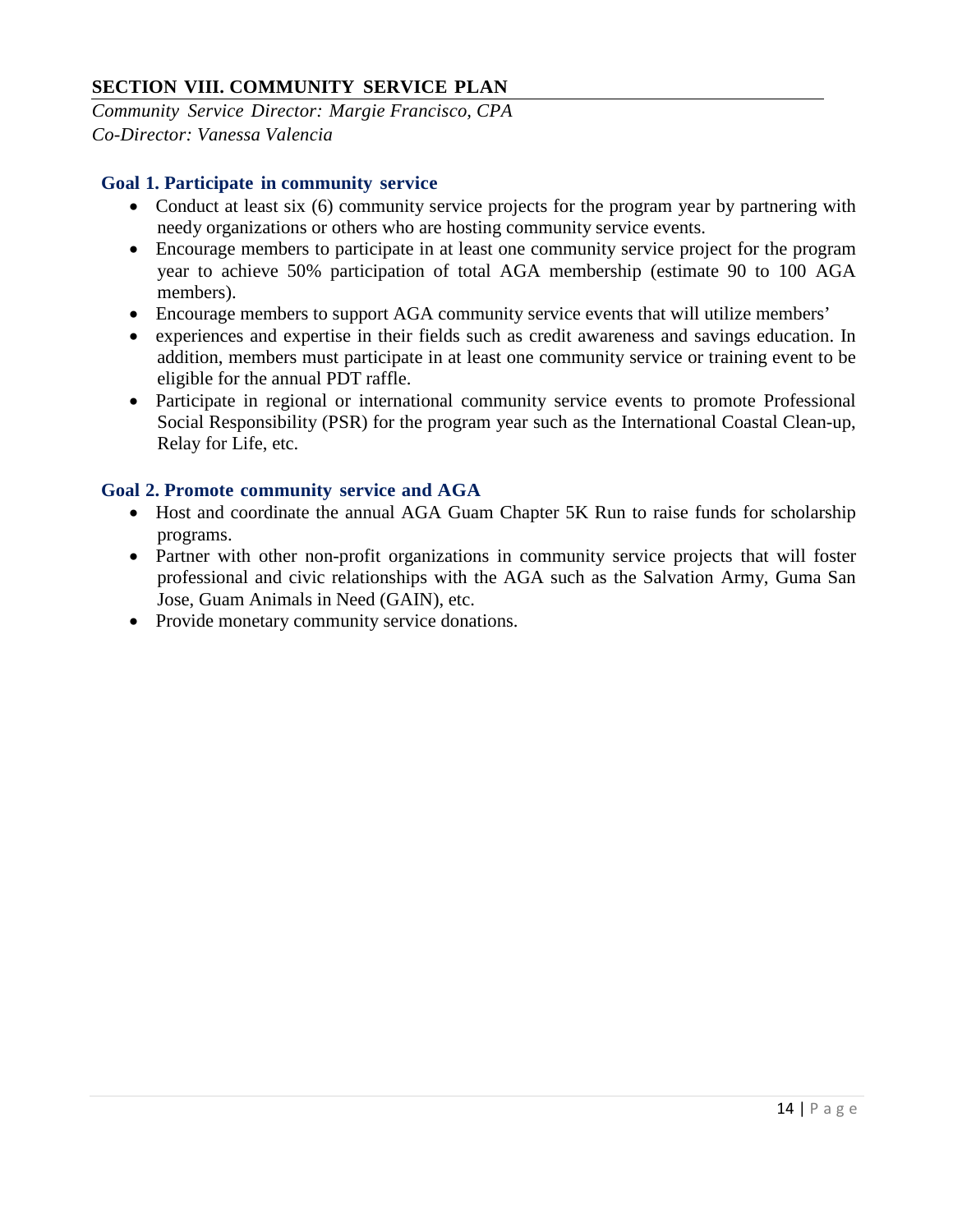## SECTION VIII. COMMUNITY SERVICE PLAN

*Community Service Director: Margie Francisco, CPA*
*Co-Director: Vanessa Valencia*

### Goal 1. Participate in community service

- Conduct at least six (6) community service projects for the program year by partnering with needy organizations or others who are hosting community service events.
- Encourage members to participate in at least one community service project for the program year to achieve 50% participation of total AGA membership (estimate 90 to 100 AGA members).
- Encourage members to support AGA community service events that will utilize members'
- experiences and expertise in their fields such as credit awareness and savings education. In addition, members must participate in at least one community service or training event to be eligible for the annual PDT raffle.
- Participate in regional or international community service events to promote Professional Social Responsibility (PSR) for the program year such as the International Coastal Clean-up, Relay for Life, etc.

### Goal 2. Promote community service and AGA

- Host and coordinate the annual AGA Guam Chapter 5K Run to raise funds for scholarship programs.
- Partner with other non-profit organizations in community service projects that will foster professional and civic relationships with the AGA such as the Salvation Army, Guma San Jose, Guam Animals in Need (GAIN), etc.
- Provide monetary community service donations.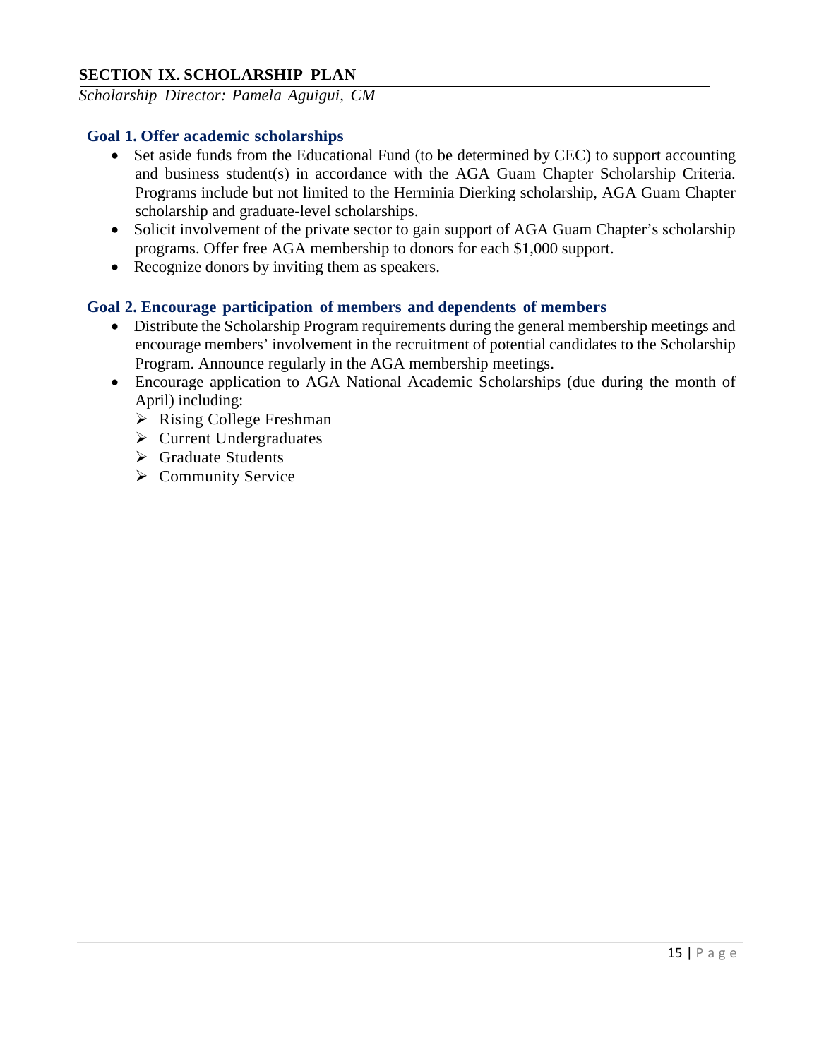## SECTION IX. SCHOLARSHIP PLAN

*Scholarship Director: Pamela Aguigui, CM*

### Goal 1. Offer academic scholarships

- Set aside funds from the Educational Fund (to be determined by CEC) to support accounting and business student(s) in accordance with the AGA Guam Chapter Scholarship Criteria. Programs include but not limited to the Herminia Dierking scholarship, AGA Guam Chapter scholarship and graduate-level scholarships.
- Solicit involvement of the private sector to gain support of AGA Guam Chapter's scholarship programs. Offer free AGA membership to donors for each $1,000 support.
- Recognize donors by inviting them as speakers.

### Goal 2. Encourage participation of members and dependents of members

- Distribute the Scholarship Program requirements during the general membership meetings and encourage members' involvement in the recruitment of potential candidates to the Scholarship Program. Announce regularly in the AGA membership meetings.
- Encourage application to AGA National Academic Scholarships (due during the month of April) including:
  - Rising College Freshman
  - Current Undergraduates
  - Graduate Students
  - Community Service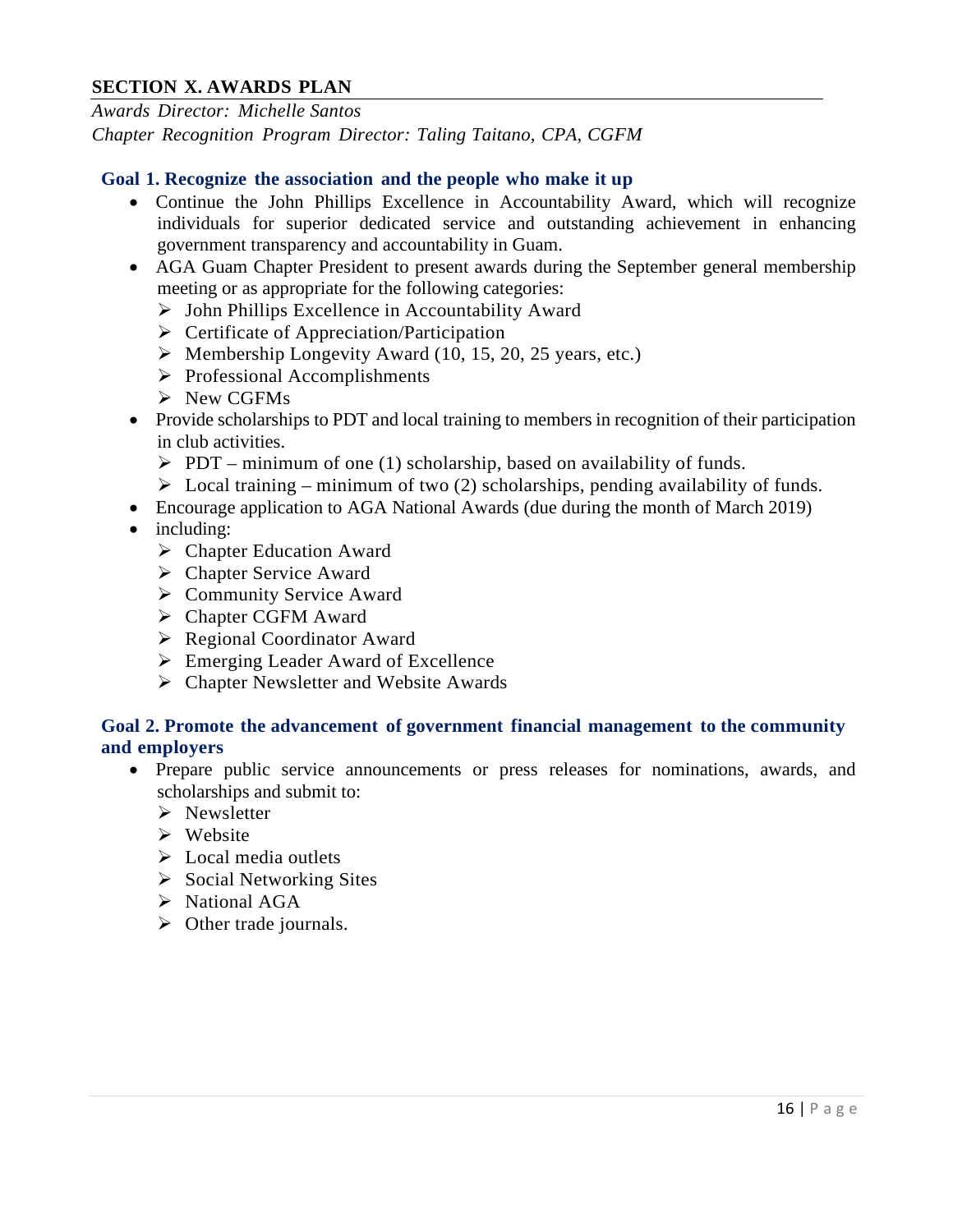## SECTION X. AWARDS PLAN

*Awards Director: Michelle Santos*
*Chapter Recognition Program Director: Taling Taitano, CPA, CGFM*

### Goal 1. Recognize the association and the people who make it up

- Continue the John Phillips Excellence in Accountability Award, which will recognize individuals for superior dedicated service and outstanding achievement in enhancing government transparency and accountability in Guam.
- AGA Guam Chapter President to present awards during the September general membership meeting or as appropriate for the following categories:
  - John Phillips Excellence in Accountability Award
  - Certificate of Appreciation/Participation
  - Membership Longevity Award (10, 15, 20, 25 years, etc.)
  - Professional Accomplishments
  - New CGFMs
- Provide scholarships to PDT and local training to members in recognition of their participation in club activities.
  - PDT – minimum of one (1) scholarship, based on availability of funds.
  - Local training – minimum of two (2) scholarships, pending availability of funds.
- Encourage application to AGA National Awards (due during the month of March 2019)
- including:
  - Chapter Education Award
  - Chapter Service Award
  - Community Service Award
  - Chapter CGFM Award
  - Regional Coordinator Award
  - Emerging Leader Award of Excellence
  - Chapter Newsletter and Website Awards

### Goal 2. Promote the advancement of government financial management to the community and employers

- Prepare public service announcements or press releases for nominations, awards, and scholarships and submit to:
  - Newsletter
  - Website
  - Local media outlets
  - Social Networking Sites
  - National AGA
  - Other trade journals.